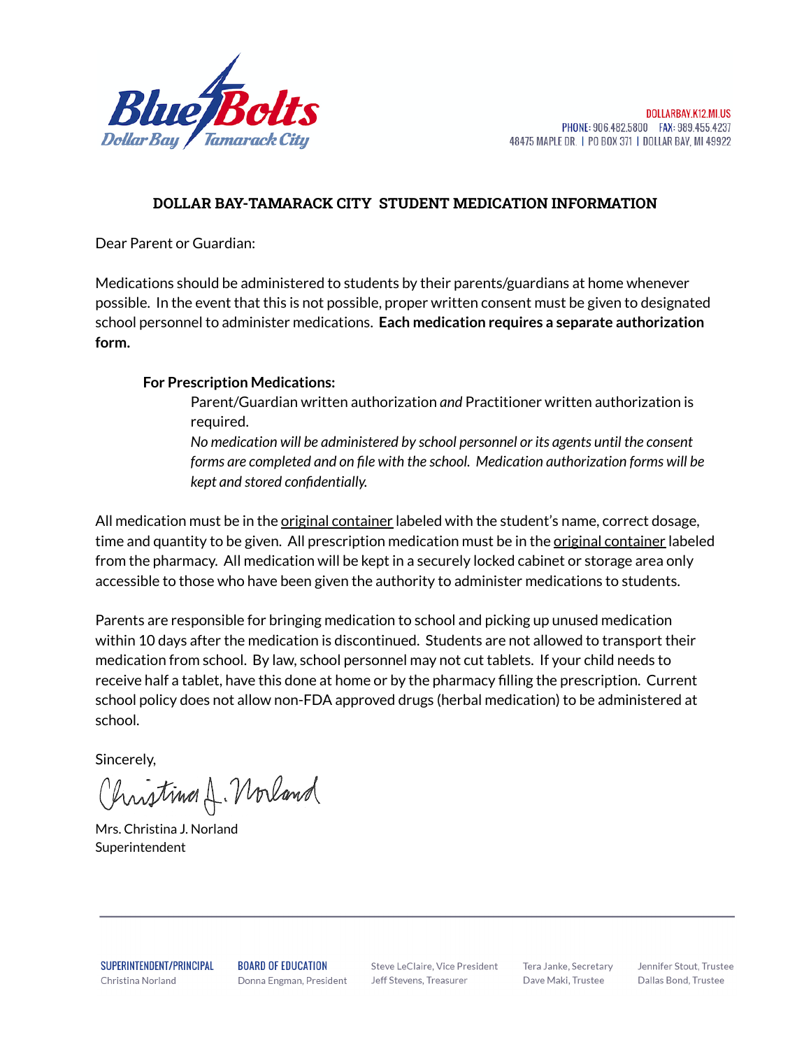Blue Bolts
Dollar Bay / Tamarack City

DOLLARBAY.K12.MI.US
PHONE: 906.482.5800 FAX: 989.455.4237
48475 MAPLE DR. | PO BOX 371 | DOLLAR BAY, MI 49922

## DOLLAR BAY-TAMARACK CITY STUDENT MEDICATION INFORMATION

Dear Parent or Guardian:

Medications should be administered to students by their parents/guardians at home whenever possible. In the event that this is not possible, proper written consent must be given to designated school personnel to administer medications. **Each medication requires a separate authorization form.**

**For Prescription Medications:**

Parent/Guardian written authorization *and* Practitioner written authorization is required.

*No medication will be administered by school personnel or its agents until the consent forms are completed and on file with the school. Medication authorization forms will be kept and stored confidentially.*

All medication must be in the original container labeled with the student's name, correct dosage, time and quantity to be given. All prescription medication must be in the original container labeled from the pharmacy. All medication will be kept in a securely locked cabinet or storage area only accessible to those who have been given the authority to administer medications to students.

Parents are responsible for bringing medication to school and picking up unused medication within 10 days after the medication is discontinued. Students are not allowed to transport their medication from school. By law, school personnel may not cut tablets. If your child needs to receive half a tablet, have this done at home or by the pharmacy filling the prescription. Current school policy does not allow non-FDA approved drugs (herbal medication) to be administered at school.

Sincerely,

Christina J. Norland

Mrs. Christina J. Norland
Superintendent

SUPERINTENDENT/PRINCIPAL
Christina Norland

BOARD OF EDUCATION
Donna Engman, President
Steve LeClaire, Vice President
Jeff Stevens, Treasurer
Tera Janke, Secretary
Dave Maki, Trustee
Jennifer Stout, Trustee
Dallas Bond, Trustee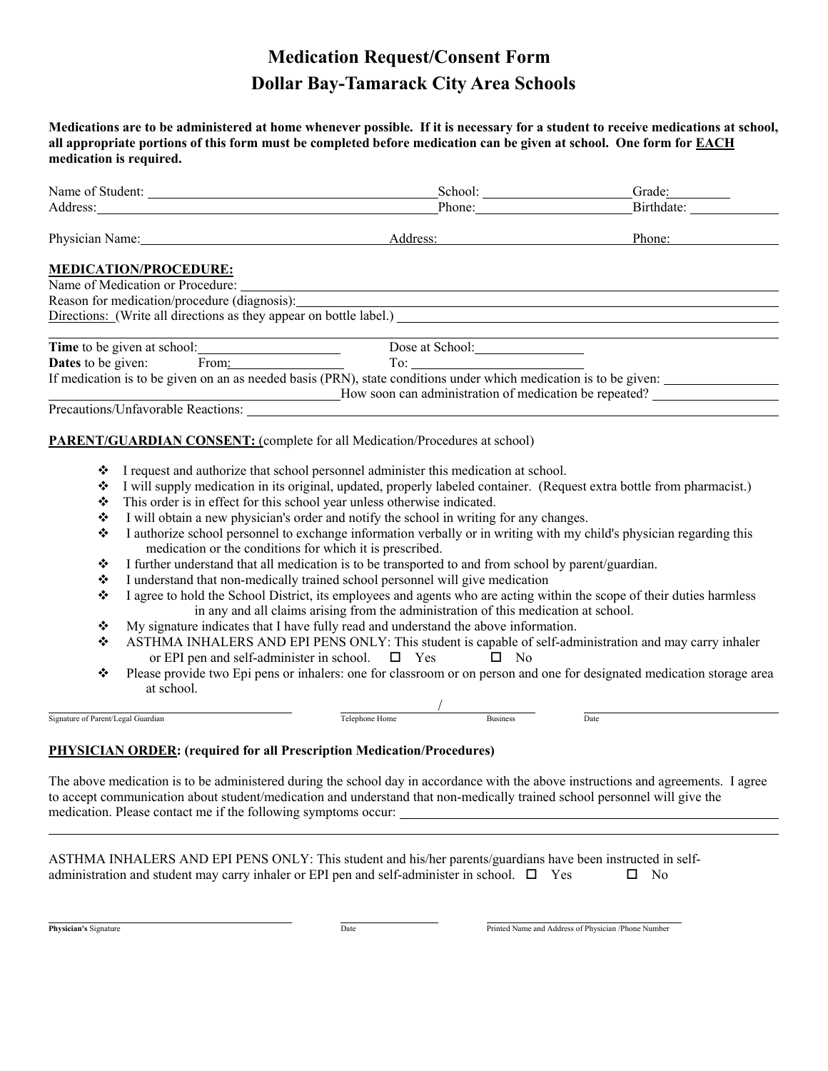# Medication Request/Consent Form
# Dollar Bay-Tamarack City Area Schools

**Medications are to be administered at home whenever possible. If it is necessary for a student to receive medications at school, all appropriate portions of this form must be completed before medication can be given at school. One form for EACH medication is required.**

Name of Student: ______________________ School: ______________ Grade: ________
Address: ______________________ Phone: ______________ Birthdate: ________

Physician Name: ______________________ Address: ______________ Phone: ________

**MEDICATION/PROCEDURE:**

Name of Medication or Procedure: ______________________
Reason for medication/procedure (diagnosis): ______________________
Directions: (Write all directions as they appear on bottle label.) ______________________

______________________

**Time** to be given at school: ______________ Dose at School: ______________
**Dates** to be given: From: ______________ To: ______________
If medication is to be given on an as needed basis (PRN), state conditions under which medication is to be given: ______________
______________ How soon can administration of medication be repeated? ______________
Precautions/Unfavorable Reactions: ______________________

**PARENT/GUARDIAN CONSENT:** (complete for all Medication/Procedures at school)

- I request and authorize that school personnel administer this medication at school.
- I will supply medication in its original, updated, properly labeled container. (Request extra bottle from pharmacist.)
- This order is in effect for this school year unless otherwise indicated.
- I will obtain a new physician's order and notify the school in writing for any changes.
- I authorize school personnel to exchange information verbally or in writing with my child's physician regarding this medication or the conditions for which it is prescribed.
- I further understand that all medication is to be transported to and from school by parent/guardian.
- I understand that non-medically trained school personnel will give medication
- I agree to hold the School District, its employees and agents who are acting within the scope of their duties harmless in any and all claims arising from the administration of this medication at school.
- My signature indicates that I have fully read and understand the above information.
- ASTHMA INHALERS AND EPI PENS ONLY: This student is capable of self-administration and may carry inhaler or EPI pen and self-administer in school. ☐ Yes ☐ No
- Please provide two Epi pens or inhalers: one for classroom or on person and one for designated medication storage area at school.

______________________ ______________ / ______________ ______________
Signature of Parent/Legal Guardian    Telephone Home    Business    Date

**PHYSICIAN ORDER: (required for all Prescription Medication/Procedures)**

The above medication is to be administered during the school day in accordance with the above instructions and agreements. I agree to accept communication about student/medication and understand that non-medically trained school personnel will give the medication. Please contact me if the following symptoms occur: ______________________

______________________

ASTHMA INHALERS AND EPI PENS ONLY: This student and his/her parents/guardians have been instructed in self-administration and student may carry inhaler or EPI pen and self-administer in school. ☐ Yes ☐ No

______________________ ______________ ______________________
**Physician's** Signature    Date    Printed Name and Address of Physician /Phone Number